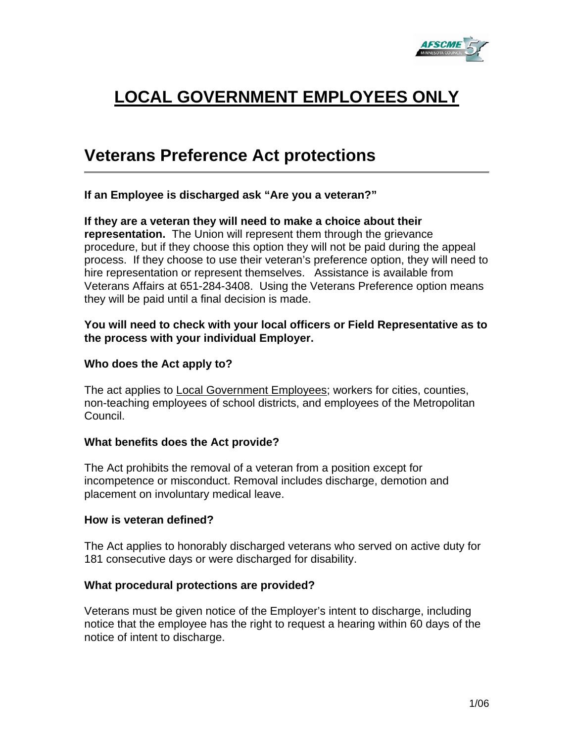# LOCAL GOVERNMENT EMPLOYEES ONLY

## Veterans Preference Act protections

**If an Employee is discharged ask "Are you a veteran?"**

**If they are a veteran they will need to make a choice about their representation.** The Union will represent them through the grievance procedure, but if they choose this option they will not be paid during the appeal process. If they choose to use their veteran's preference option, they will need to hire representation or represent themselves. Assistance is available from Veterans Affairs at 651-284-3408. Using the Veterans Preference option means they will be paid until a final decision is made.

**You will need to check with your local officers or Field Representative as to the process with your individual Employer.**

**Who does the Act apply to?**

The act applies to Local Government Employees; workers for cities, counties, non-teaching employees of school districts, and employees of the Metropolitan Council.

**What benefits does the Act provide?**

The Act prohibits the removal of a veteran from a position except for incompetence or misconduct. Removal includes discharge, demotion and placement on involuntary medical leave.

**How is veteran defined?**

The Act applies to honorably discharged veterans who served on active duty for 181 consecutive days or were discharged for disability.

**What procedural protections are provided?**

Veterans must be given notice of the Employer's intent to discharge, including notice that the employee has the right to request a hearing within 60 days of the notice of intent to discharge.

1/06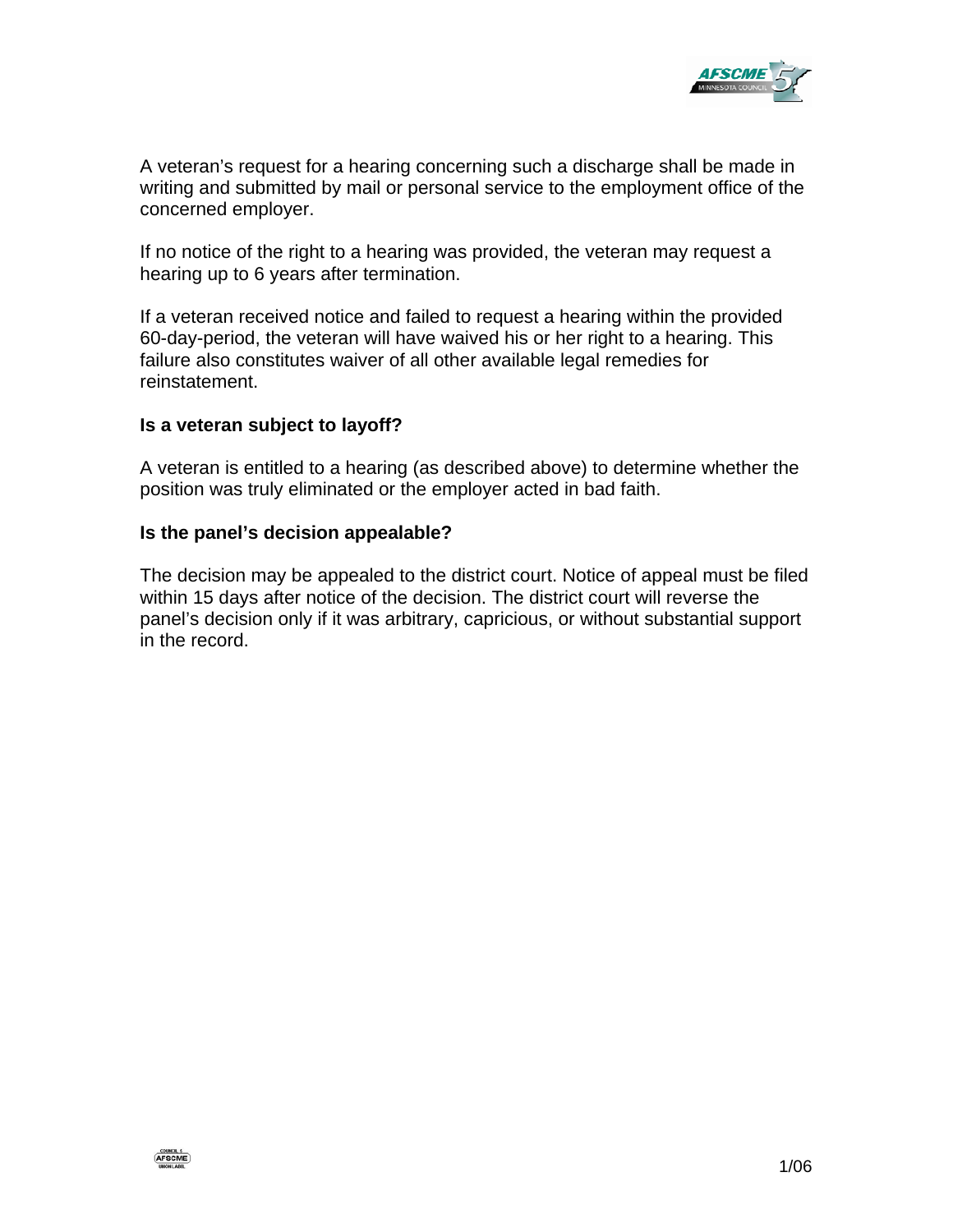A veteran's request for a hearing concerning such a discharge shall be made in writing and submitted by mail or personal service to the employment office of the concerned employer.

If no notice of the right to a hearing was provided, the veteran may request a hearing up to 6 years after termination.

If a veteran received notice and failed to request a hearing within the provided 60-day-period, the veteran will have waived his or her right to a hearing. This failure also constitutes waiver of all other available legal remedies for reinstatement.

**Is a veteran subject to layoff?**

A veteran is entitled to a hearing (as described above) to determine whether the position was truly eliminated or the employer acted in bad faith.

**Is the panel's decision appealable?**

The decision may be appealed to the district court. Notice of appeal must be filed within 15 days after notice of the decision. The district court will reverse the panel's decision only if it was arbitrary, capricious, or without substantial support in the record.

1/06